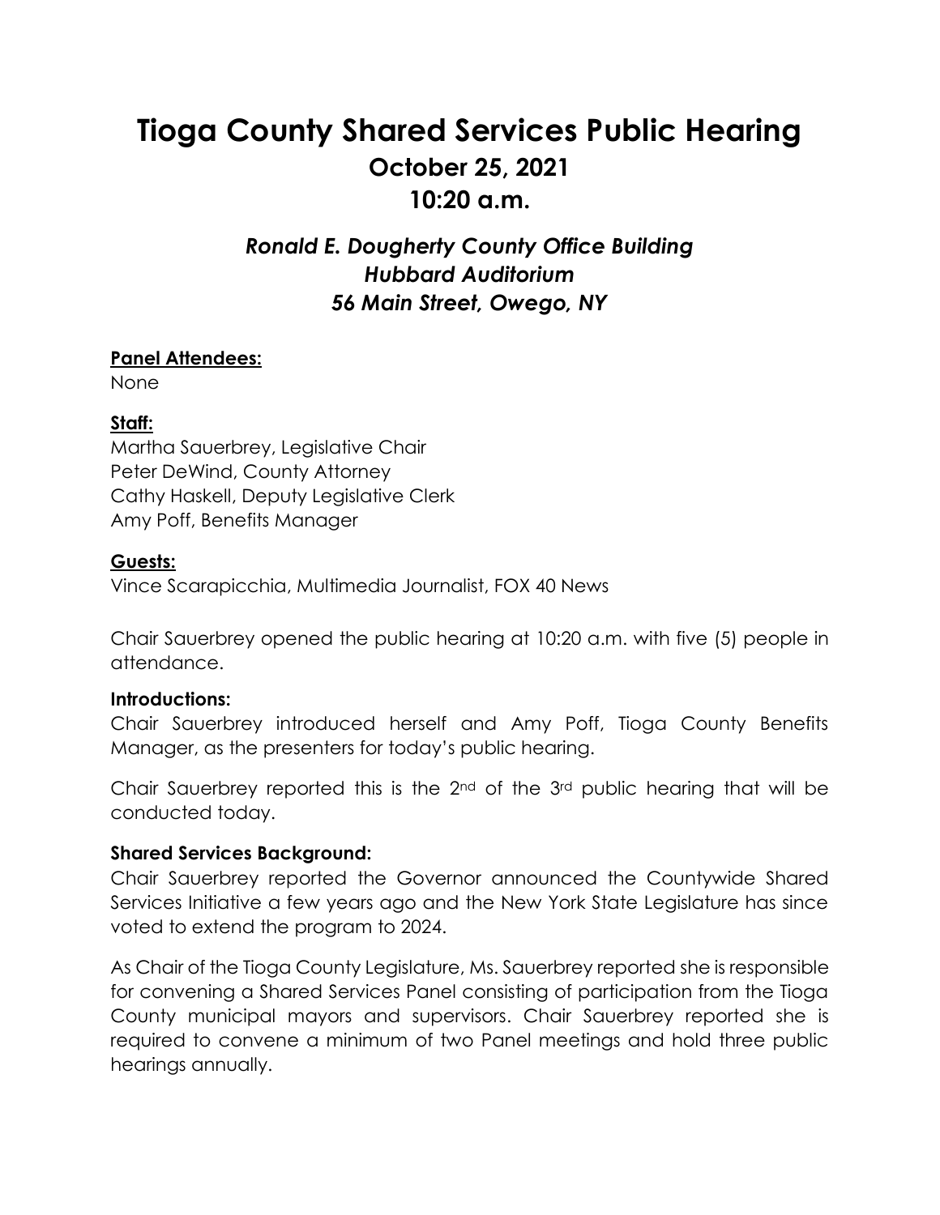# Tioga County Shared Services Public Hearing

## October 25, 2021

## 10:20 a.m.

### *Ronald E. Dougherty County Office Building*
### *Hubbard Auditorium*
### *56 Main Street, Owego, NY*

**Panel Attendees:**
None

**Staff:**
Martha Sauerbrey, Legislative Chair
Peter DeWind, County Attorney
Cathy Haskell, Deputy Legislative Clerk
Amy Poff, Benefits Manager

**Guests:**
Vince Scarapicchia, Multimedia Journalist, FOX 40 News

Chair Sauerbrey opened the public hearing at 10:20 a.m. with five (5) people in attendance.

**Introductions:**
Chair Sauerbrey introduced herself and Amy Poff, Tioga County Benefits Manager, as the presenters for today's public hearing.

Chair Sauerbrey reported this is the 2nd of the 3rd public hearing that will be conducted today.

**Shared Services Background:**
Chair Sauerbrey reported the Governor announced the Countywide Shared Services Initiative a few years ago and the New York State Legislature has since voted to extend the program to 2024.

As Chair of the Tioga County Legislature, Ms. Sauerbrey reported she is responsible for convening a Shared Services Panel consisting of participation from the Tioga County municipal mayors and supervisors. Chair Sauerbrey reported she is required to convene a minimum of two Panel meetings and hold three public hearings annually.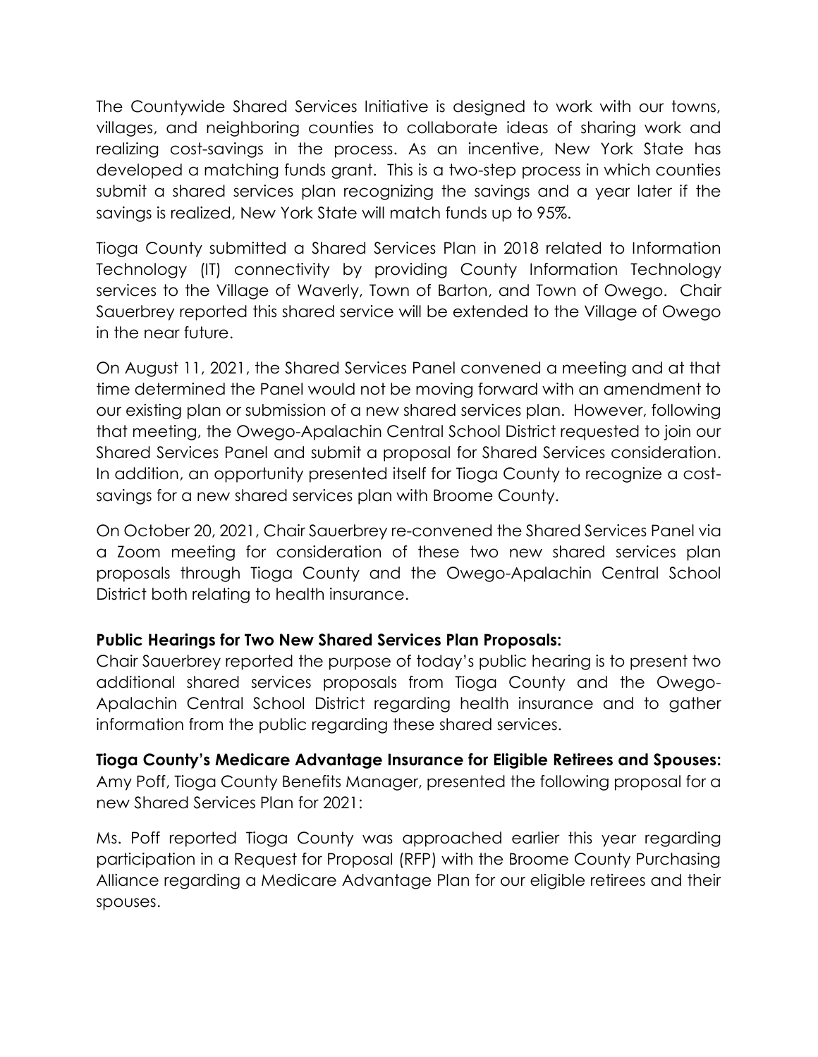The Countywide Shared Services Initiative is designed to work with our towns, villages, and neighboring counties to collaborate ideas of sharing work and realizing cost-savings in the process. As an incentive, New York State has developed a matching funds grant. This is a two-step process in which counties submit a shared services plan recognizing the savings and a year later if the savings is realized, New York State will match funds up to 95%.

Tioga County submitted a Shared Services Plan in 2018 related to Information Technology (IT) connectivity by providing County Information Technology services to the Village of Waverly, Town of Barton, and Town of Owego. Chair Sauerbrey reported this shared service will be extended to the Village of Owego in the near future.

On August 11, 2021, the Shared Services Panel convened a meeting and at that time determined the Panel would not be moving forward with an amendment to our existing plan or submission of a new shared services plan. However, following that meeting, the Owego-Apalachin Central School District requested to join our Shared Services Panel and submit a proposal for Shared Services consideration. In addition, an opportunity presented itself for Tioga County to recognize a cost-savings for a new shared services plan with Broome County.

On October 20, 2021, Chair Sauerbrey re-convened the Shared Services Panel via a Zoom meeting for consideration of these two new shared services plan proposals through Tioga County and the Owego-Apalachin Central School District both relating to health insurance.

**Public Hearings for Two New Shared Services Plan Proposals:**
Chair Sauerbrey reported the purpose of today's public hearing is to present two additional shared services proposals from Tioga County and the Owego-Apalachin Central School District regarding health insurance and to gather information from the public regarding these shared services.

**Tioga County's Medicare Advantage Insurance for Eligible Retirees and Spouses:**
Amy Poff, Tioga County Benefits Manager, presented the following proposal for a new Shared Services Plan for 2021:

Ms. Poff reported Tioga County was approached earlier this year regarding participation in a Request for Proposal (RFP) with the Broome County Purchasing Alliance regarding a Medicare Advantage Plan for our eligible retirees and their spouses.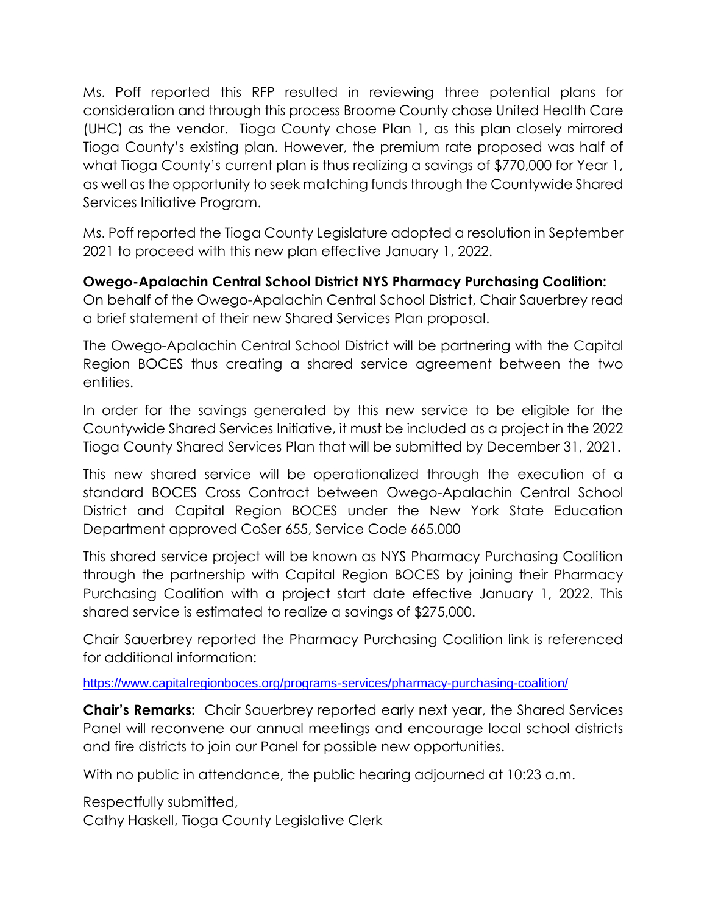Ms. Poff reported this RFP resulted in reviewing three potential plans for consideration and through this process Broome County chose United Health Care (UHC) as the vendor. Tioga County chose Plan 1, as this plan closely mirrored Tioga County's existing plan. However, the premium rate proposed was half of what Tioga County's current plan is thus realizing a savings of $770,000 for Year 1, as well as the opportunity to seek matching funds through the Countywide Shared Services Initiative Program.

Ms. Poff reported the Tioga County Legislature adopted a resolution in September 2021 to proceed with this new plan effective January 1, 2022.

**Owego-Apalachin Central School District NYS Pharmacy Purchasing Coalition:**
On behalf of the Owego-Apalachin Central School District, Chair Sauerbrey read a brief statement of their new Shared Services Plan proposal.

The Owego-Apalachin Central School District will be partnering with the Capital Region BOCES thus creating a shared service agreement between the two entities.

In order for the savings generated by this new service to be eligible for the Countywide Shared Services Initiative, it must be included as a project in the 2022 Tioga County Shared Services Plan that will be submitted by December 31, 2021.

This new shared service will be operationalized through the execution of a standard BOCES Cross Contract between Owego-Apalachin Central School District and Capital Region BOCES under the New York State Education Department approved CoSer 655, Service Code 665.000

This shared service project will be known as NYS Pharmacy Purchasing Coalition through the partnership with Capital Region BOCES by joining their Pharmacy Purchasing Coalition with a project start date effective January 1, 2022. This shared service is estimated to realize a savings of $275,000.

Chair Sauerbrey reported the Pharmacy Purchasing Coalition link is referenced for additional information:

https://www.capitalregionboces.org/programs-services/pharmacy-purchasing-coalition/

**Chair's Remarks:** Chair Sauerbrey reported early next year, the Shared Services Panel will reconvene our annual meetings and encourage local school districts and fire districts to join our Panel for possible new opportunities.

With no public in attendance, the public hearing adjourned at 10:23 a.m.

Respectfully submitted,
Cathy Haskell, Tioga County Legislative Clerk